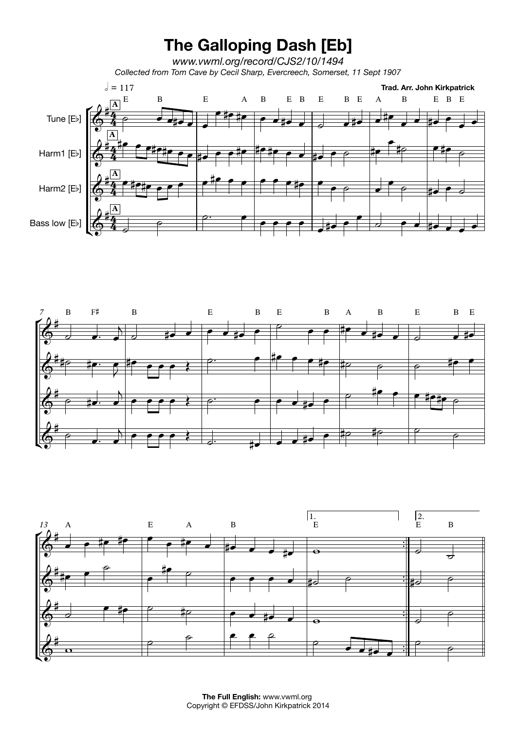# The Galloping Dash [Eb]

*www.vwml.org/record/CJS2/10/1494*

*Collected from Tom Cave by Cecil Sharp, Evercreech, Somerset, 11 Sept 1907*

**Trad. Arr. John Kirkpatrick**

**The Full English:** www.vwml.org
Copyright © EFDSS/John Kirkpatrick 2014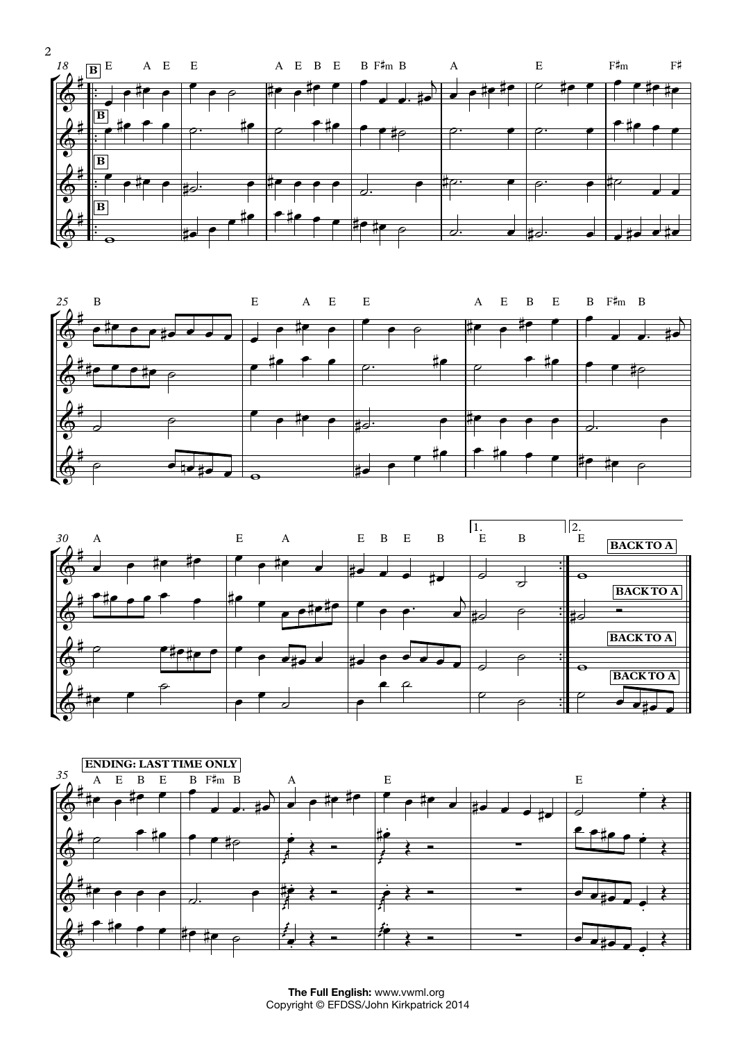The Full English: www.vwml.org
Copyright © EFDSS/John Kirkpatrick 2014